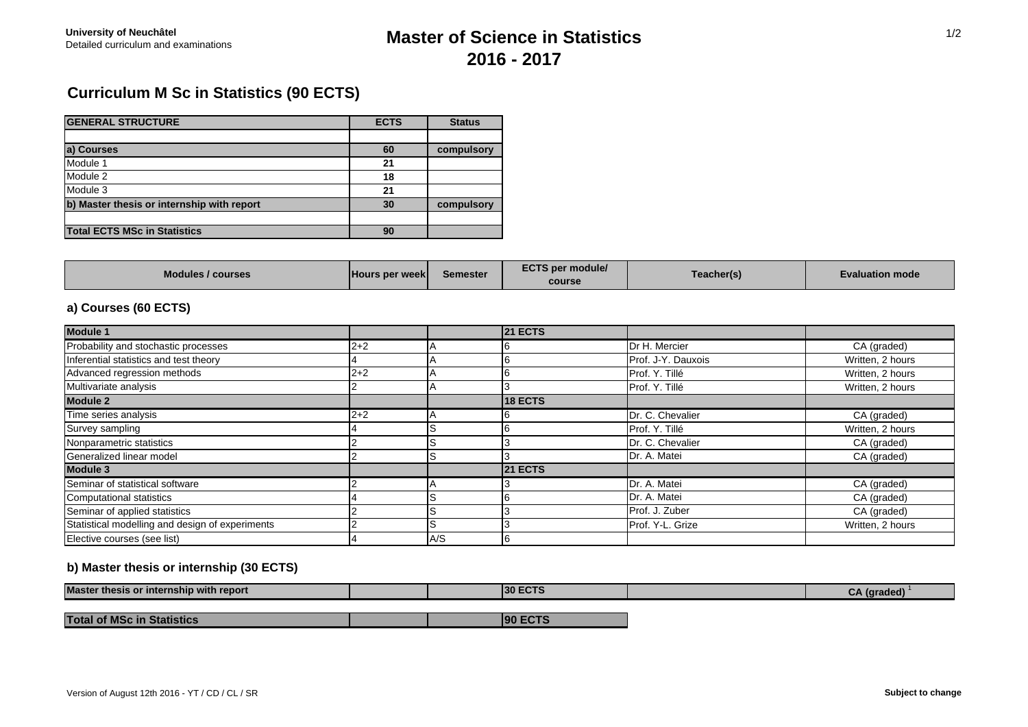University of Neuchâtel
Detailed curriculum and examinations

# Master of Science in Statistics
# 2016 - 2017

## Curriculum M Sc in Statistics (90 ECTS)

| GENERAL STRUCTURE | ECTS | Status |
|---|---|---|
| | | |
| **a) Courses** | **60** | **compulsory** |
| Module 1 | **21** | |
| Module 2 | **18** | |
| Module 3 | **21** | |
| **b) Master thesis or internship with report** | **30** | **compulsory** |
| | | |
| **Total ECTS MSc in Statistics** | **90** | |

| Modules / courses | Hours per week | Semester | ECTS per module/ course | Teacher(s) | Evaluation mode |
|---|---|---|---|---|---|
| **a) Courses (60 ECTS)** | | | | | |
| **Module 1** | | | **21 ECTS** | | |
| Probability and stochastic processes | 2+2 | A | 6 | Dr H. Mercier | CA (graded) |
| Inferential statistics and test theory | 4 | A | 6 | Prof. J-Y. Dauxois | Written, 2 hours |
| Advanced regression methods | 2+2 | A | 6 | Prof. Y. Tillé | Written, 2 hours |
| Multivariate analysis | 2 | A | 3 | Prof. Y. Tillé | Written, 2 hours |
| **Module 2** | | | **18 ECTS** | | |
| Time series analysis | 2+2 | A | 6 | Dr. C. Chevalier | CA (graded) |
| Survey sampling | 4 | S | 6 | Prof. Y. Tillé | Written, 2 hours |
| Nonparametric statistics | 2 | S | 3 | Dr. C. Chevalier | CA (graded) |
| Generalized linear model | 2 | S | 3 | Dr. A. Matei | CA (graded) |
| **Module 3** | | | **21 ECTS** | | |
| Seminar of statistical software | 2 | A | 3 | Dr. A. Matei | CA (graded) |
| Computational statistics | 4 | S | 6 | Dr. A. Matei | CA (graded) |
| Seminar of applied statistics | 2 | S | 3 | Prof. J. Zuber | CA (graded) |
| Statistical modelling and design of experiments | 2 | S | 3 | Prof. Y-L. Grize | Written, 2 hours |
| Elective courses (see list) | 4 | A/S | 6 | | |
| **b) Master thesis or internship (30 ECTS)** | | | | | |
| **Master thesis or internship with report** | | | **30 ECTS** | | **CA (graded)** [1] |
| | | | | | |
| **Total of MSc in Statistics** | | | **90 ECTS** | | |

Version of August 12th 2016 - YT / CD / CL / SR

**Subject to change**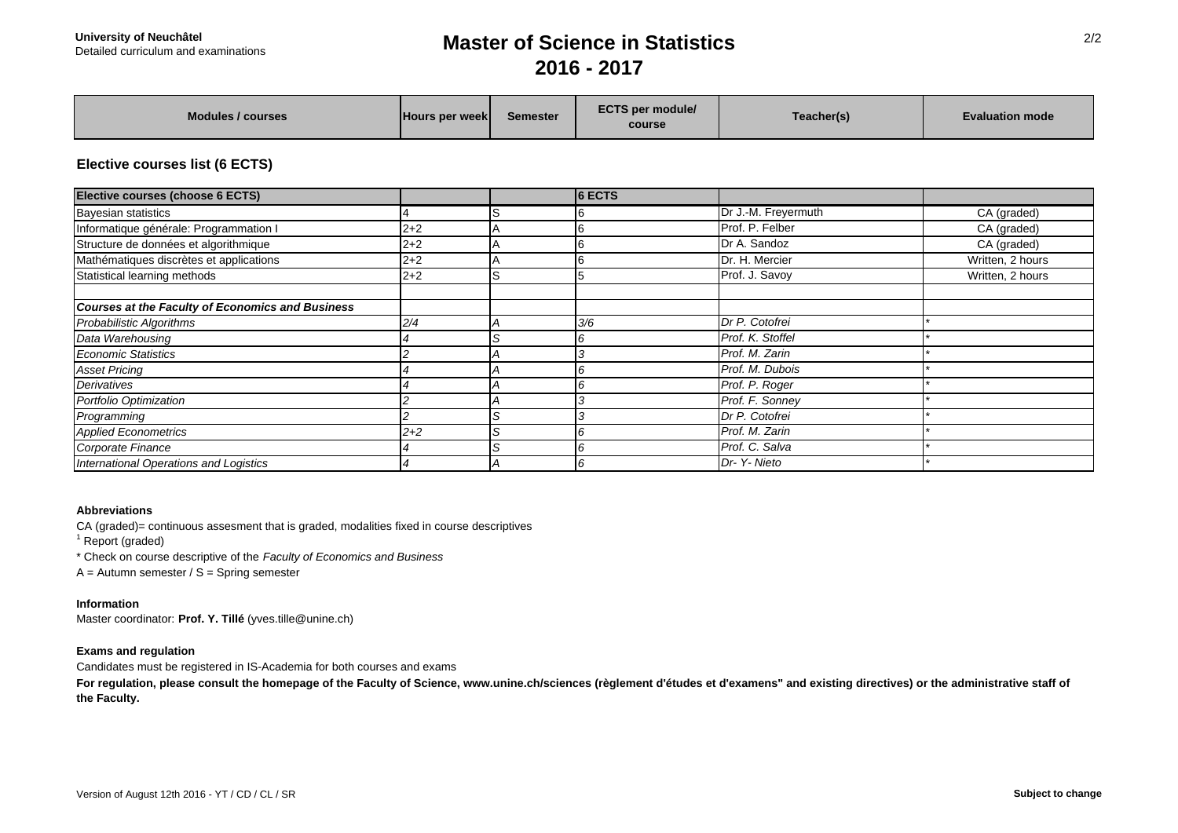**University of Neuchâtel**
Detailed curriculum and examinations

# Master of Science in Statistics
# 2016 - 2017

| Modules / courses | Hours per week | Semester | ECTS per module/ course | Teacher(s) | Evaluation mode |
|---|---|---|---|---|---|

## Elective courses list (6 ECTS)

| **Elective courses (choose 6 ECTS)** | | | **6 ECTS** | | |
|---|---|---|---|---|---|
| Bayesian statistics | 4 | S | 6 | Dr J.-M. Freyermuth | CA (graded) |
| Informatique générale: Programmation I | 2+2 | A | 6 | Prof. P. Felber | CA (graded) |
| Structure de données et algorithmique | 2+2 | A | 6 | Dr A. Sandoz | CA (graded) |
| Mathématiques discrètes et applications | 2+2 | A | 6 | Dr. H. Mercier | Written, 2 hours |
| Statistical learning methods | 2+2 | S | 5 | Prof. J. Savoy | Written, 2 hours |
| | | | | | |
| ***Courses at the Faculty of Economics and Business*** | | | | | |
| *Probabilistic Algorithms* | *2/4* | *A* | *3/6* | *Dr P. Cotofrei* | * |
| *Data Warehousing* | *4* | *S* | *6* | *Prof. K. Stoffel* | * |
| *Economic Statistics* | *2* | *A* | *3* | *Prof. M. Zarin* | * |
| *Asset Pricing* | *4* | *A* | *6* | *Prof. M. Dubois* | * |
| *Derivatives* | *4* | *A* | *6* | *Prof. P. Roger* | * |
| *Portfolio Optimization* | *2* | *A* | *3* | *Prof. F. Sonney* | * |
| *Programming* | *2* | *S* | *3* | *Dr P. Cotofrei* | * |
| *Applied Econometrics* | *2+2* | *S* | *6* | *Prof. M. Zarin* | * |
| *Corporate Finance* | *4* | *S* | *6* | *Prof. C. Salva* | * |
| *International Operations and Logistics* | *4* | *A* | *6* | *Dr- Y- Nieto* | * |

**Abbreviations**

CA (graded)= continuous assesment that is graded, modalities fixed in course descriptives

[1] Report (graded)

* Check on course descriptive of the *Faculty of Economics and Business*

A = Autumn semester / S = Spring semester

**Information**

Master coordinator: **Prof. Y. Tillé** (yves.tille@unine.ch)

**Exams and regulation**

Candidates must be registered in IS-Academia for both courses and exams

**For regulation, please consult the homepage of the Faculty of Science, www.unine.ch/sciences (règlement d'études et d'examens" and existing directives) or the administrative staff of the Faculty.**

Version of August 12th 2016 - YT / CD / CL / SR

**Subject to change**